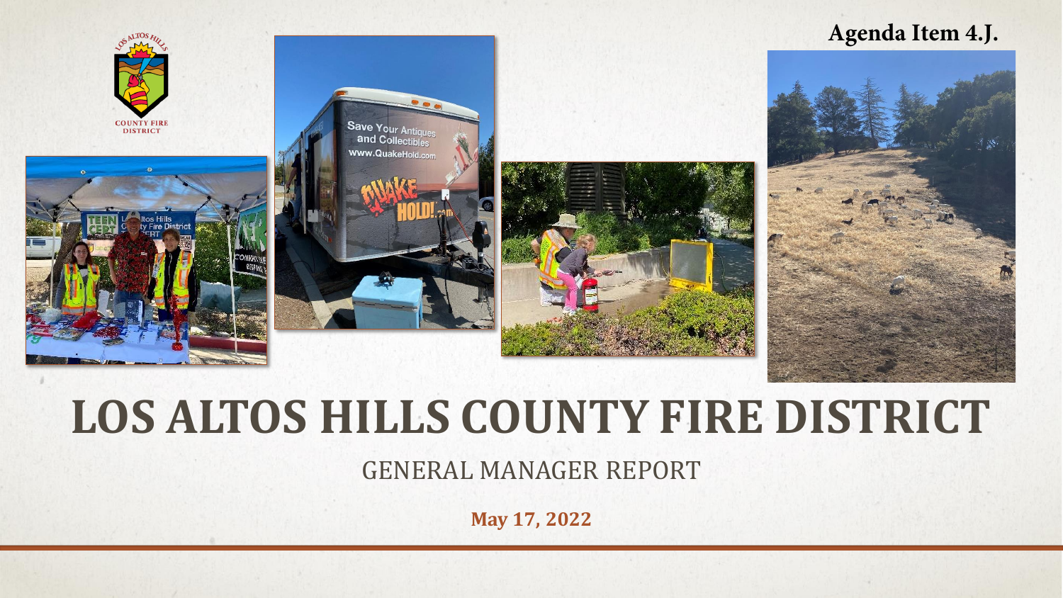Agenda Item 4.J.

# LOS ALTOS HILLS COUNTY FIRE DISTRICT

## GENERAL MANAGER REPORT

**May 17, 2022**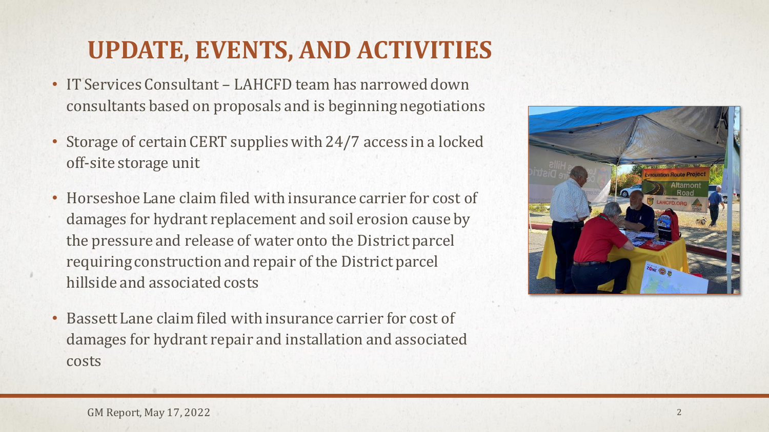# UPDATE, EVENTS, AND ACTIVITIES

- IT Services Consultant – LAHCFD team has narrowed down consultants based on proposals and is beginning negotiations
- Storage of certain CERT supplies with 24/7 access in a locked off-site storage unit
- Horseshoe Lane claim filed with insurance carrier for cost of damages for hydrant replacement and soil erosion cause by the pressure and release of water onto the District parcel requiring construction and repair of the District parcel hillside and associated costs
- Bassett Lane claim filed with insurance carrier for cost of damages for hydrant repair and installation and associated costs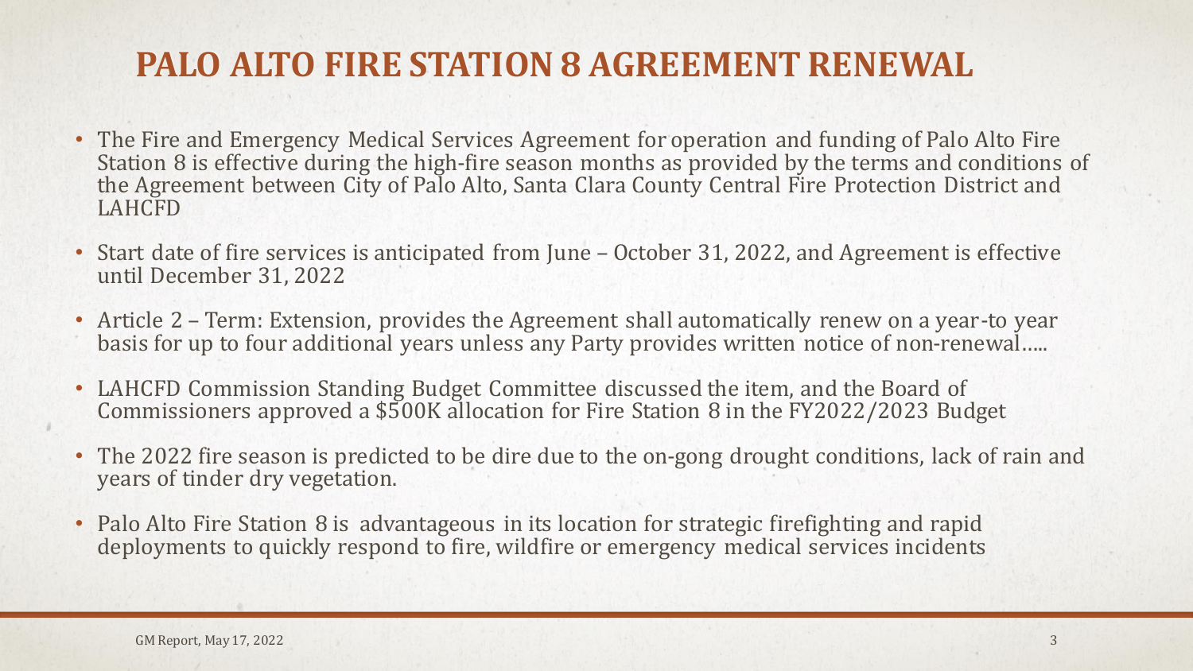# PALO ALTO FIRE STATION 8 AGREEMENT RENEWAL

- The Fire and Emergency Medical Services Agreement for operation and funding of Palo Alto Fire Station 8 is effective during the high-fire season months as provided by the terms and conditions of the Agreement between City of Palo Alto, Santa Clara County Central Fire Protection District and LAHCFD
- Start date of fire services is anticipated from June – October 31, 2022, and Agreement is effective until December 31, 2022
- Article 2 – Term: Extension, provides the Agreement shall automatically renew on a year-to year basis for up to four additional years unless any Party provides written notice of non-renewal.....
- LAHCFD Commission Standing Budget Committee discussed the item, and the Board of Commissioners approved a $500K allocation for Fire Station 8 in the FY2022/2023 Budget
- The 2022 fire season is predicted to be dire due to the on-gong drought conditions, lack of rain and years of tinder dry vegetation.
- Palo Alto Fire Station 8 is advantageous in its location for strategic firefighting and rapid deployments to quickly respond to fire, wildfire or emergency medical services incidents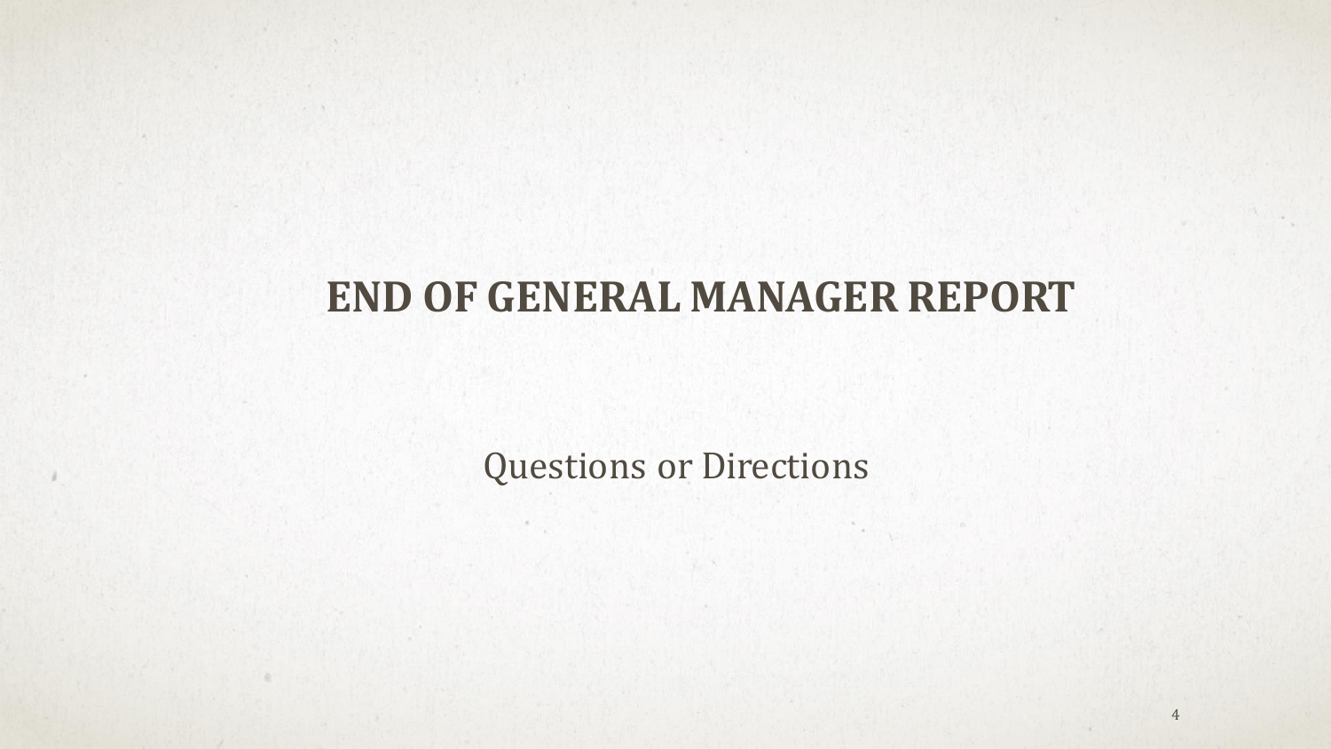# END OF GENERAL MANAGER REPORT

Questions or Directions